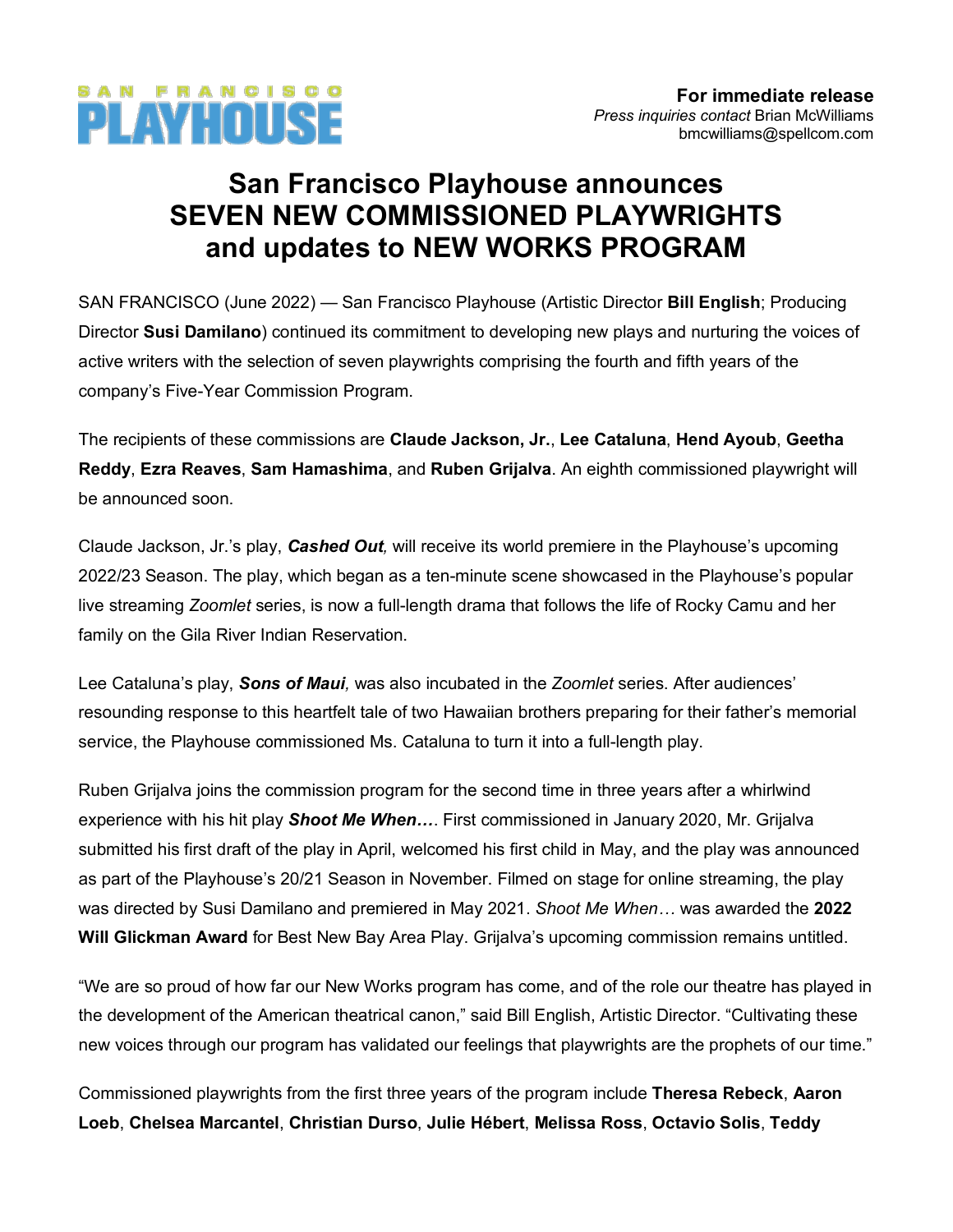**SAN FRANCISCO PLAYHOUSE**

**For immediate release**
*Press inquiries contact* Brian McWilliams
bmcwilliams@spellcom.com

# San Francisco Playhouse announces SEVEN NEW COMMISSIONED PLAYWRIGHTS and updates to NEW WORKS PROGRAM

SAN FRANCISCO (June 2022) — San Francisco Playhouse (Artistic Director **Bill English**; Producing Director **Susi Damilano**) continued its commitment to developing new plays and nurturing the voices of active writers with the selection of seven playwrights comprising the fourth and fifth years of the company's Five-Year Commission Program.

The recipients of these commissions are **Claude Jackson, Jr.**, **Lee Cataluna**, **Hend Ayoub**, **Geetha Reddy**, **Ezra Reaves**, **Sam Hamashima**, and **Ruben Grijalva**. An eighth commissioned playwright will be announced soon.

Claude Jackson, Jr.'s play, ***Cashed Out,*** will receive its world premiere in the Playhouse's upcoming 2022/23 Season. The play, which began as a ten-minute scene showcased in the Playhouse's popular live streaming *Zoomlet* series, is now a full-length drama that follows the life of Rocky Camu and her family on the Gila River Indian Reservation.

Lee Cataluna's play, ***Sons of Maui,*** was also incubated in the *Zoomlet* series. After audiences' resounding response to this heartfelt tale of two Hawaiian brothers preparing for their father's memorial service, the Playhouse commissioned Ms. Cataluna to turn it into a full-length play.

Ruben Grijalva joins the commission program for the second time in three years after a whirlwind experience with his hit play ***Shoot Me When…***. First commissioned in January 2020, Mr. Grijalva submitted his first draft of the play in April, welcomed his first child in May, and the play was announced as part of the Playhouse's 20/21 Season in November. Filmed on stage for online streaming, the play was directed by Susi Damilano and premiered in May 2021. *Shoot Me When…* was awarded the **2022 Will Glickman Award** for Best New Bay Area Play. Grijalva's upcoming commission remains untitled.

"We are so proud of how far our New Works program has come, and of the role our theatre has played in the development of the American theatrical canon," said Bill English, Artistic Director. "Cultivating these new voices through our program has validated our feelings that playwrights are the prophets of our time."

Commissioned playwrights from the first three years of the program include **Theresa Rebeck**, **Aaron Loeb**, **Chelsea Marcantel**, **Christian Durso**, **Julie Hébert**, **Melissa Ross**, **Octavio Solis**, **Teddy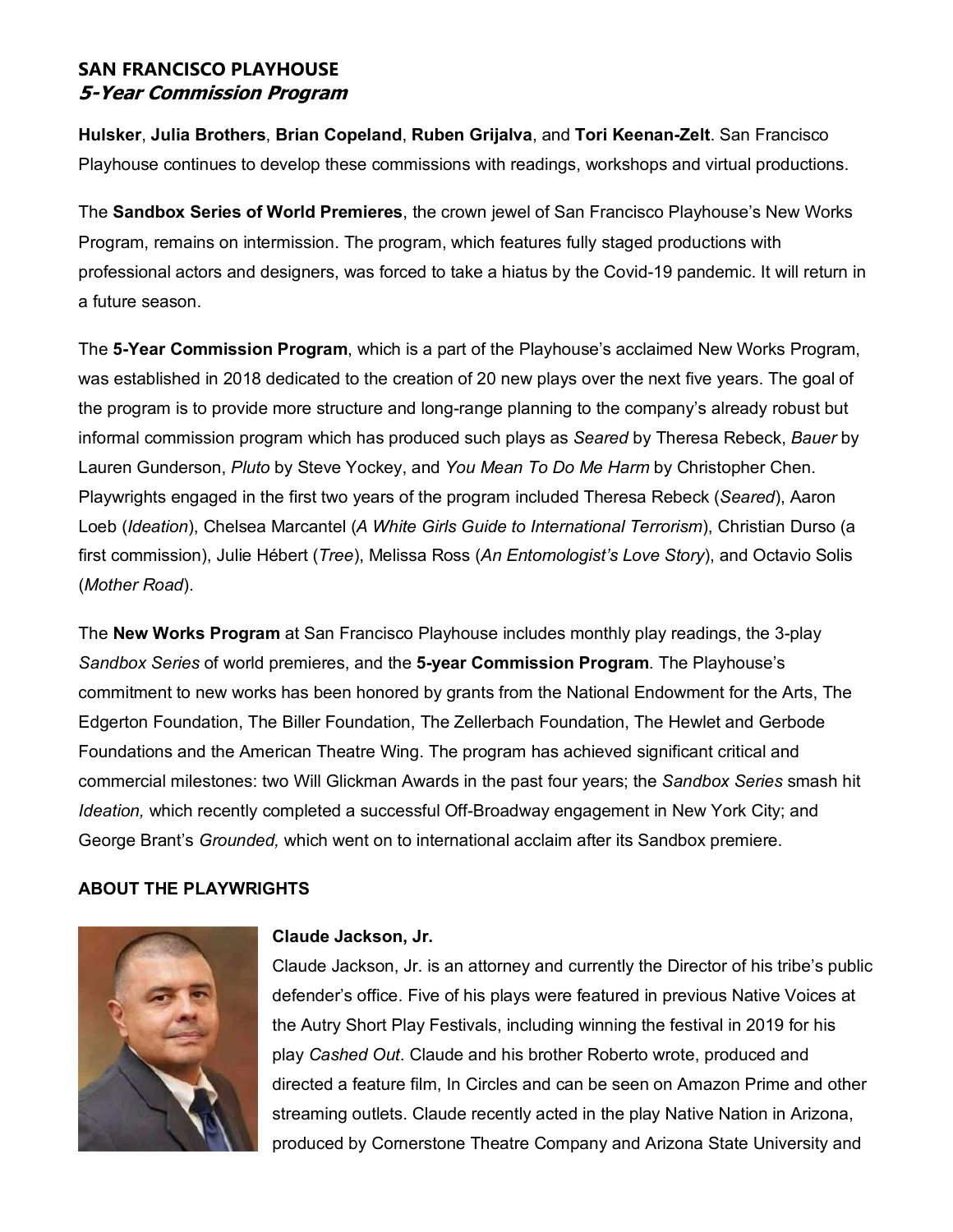Hulsker, **Julia Brothers**, **Brian Copeland**, **Ruben Grijalva**, and **Tori Keenan-Zelt**. San Francisco Playhouse continues to develop these commissions with readings, workshops and virtual productions.

The **Sandbox Series of World Premieres**, the crown jewel of San Francisco Playhouse's New Works Program, remains on intermission. The program, which features fully staged productions with professional actors and designers, was forced to take a hiatus by the Covid-19 pandemic. It will return in a future season.

The **5-Year Commission Program**, which is a part of the Playhouse's acclaimed New Works Program, was established in 2018 dedicated to the creation of 20 new plays over the next five years. The goal of the program is to provide more structure and long-range planning to the company's already robust but informal commission program which has produced such plays as *Seared* by Theresa Rebeck, *Bauer* by Lauren Gunderson, *Pluto* by Steve Yockey, and *You Mean To Do Me Harm* by Christopher Chen. Playwrights engaged in the first two years of the program included Theresa Rebeck (*Seared*), Aaron Loeb (*Ideation*), Chelsea Marcantel (*A White Girls Guide to International Terrorism*), Christian Durso (a first commission), Julie Hébert (*Tree*), Melissa Ross (*An Entomologist's Love Story*), and Octavio Solis (*Mother Road*).

The **New Works Program** at San Francisco Playhouse includes monthly play readings, the 3-play *Sandbox Series* of world premieres, and the **5-year Commission Program**. The Playhouse's commitment to new works has been honored by grants from the National Endowment for the Arts, The Edgerton Foundation, The Biller Foundation, The Zellerbach Foundation, The Hewlet and Gerbode Foundations and the American Theatre Wing. The program has achieved significant critical and commercial milestones: two Will Glickman Awards in the past four years; the *Sandbox Series* smash hit *Ideation,* which recently completed a successful Off-Broadway engagement in New York City; and George Brant's *Grounded,* which went on to international acclaim after its Sandbox premiere.

**ABOUT THE PLAYWRIGHTS**

**Claude Jackson, Jr.**

Claude Jackson, Jr. is an attorney and currently the Director of his tribe's public defender's office. Five of his plays were featured in previous Native Voices at the Autry Short Play Festivals, including winning the festival in 2019 for his play *Cashed Out*. Claude and his brother Roberto wrote, produced and directed a feature film, In Circles and can be seen on Amazon Prime and other streaming outlets. Claude recently acted in the play Native Nation in Arizona, produced by Cornerstone Theatre Company and Arizona State University and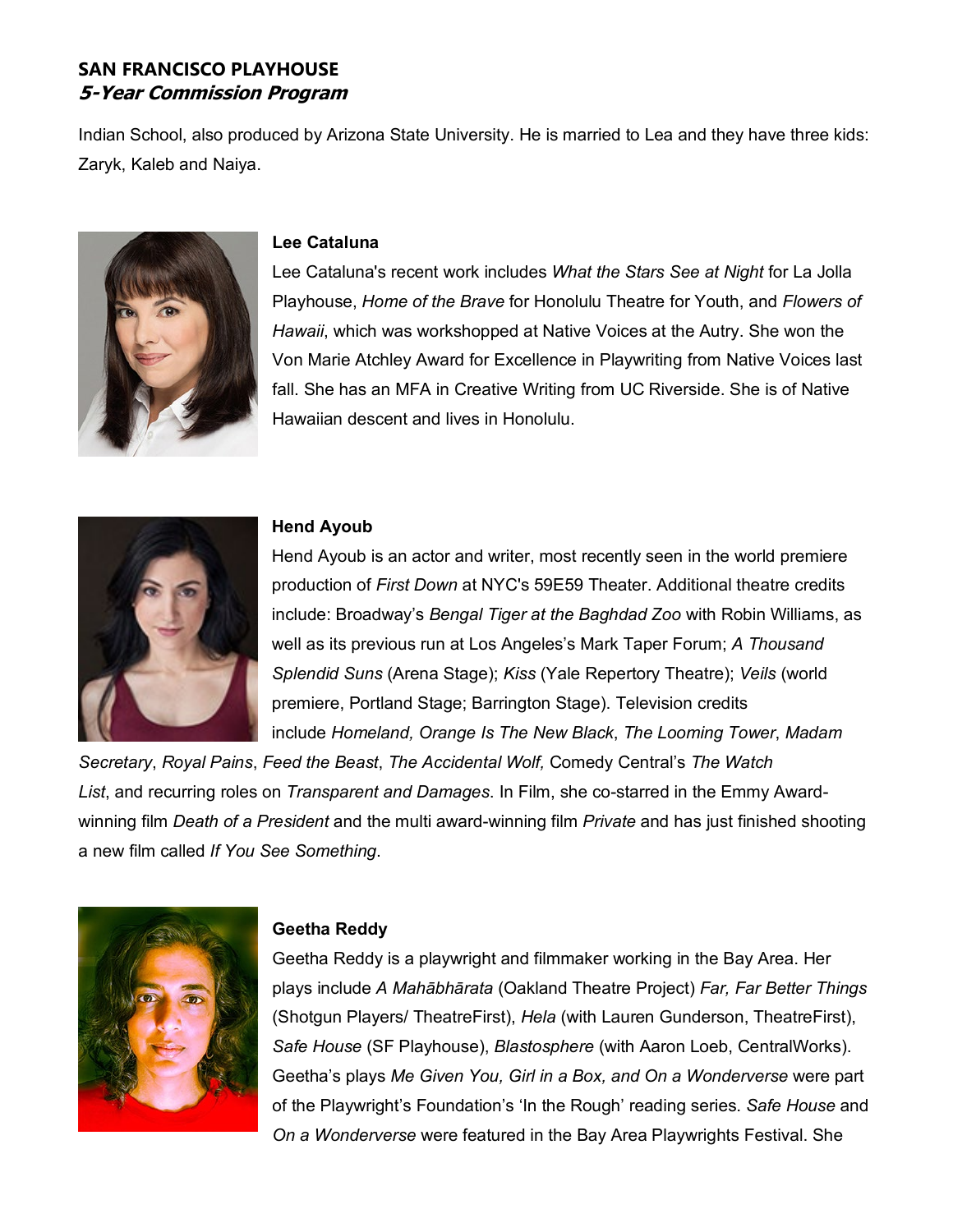Indian School, also produced by Arizona State University. He is married to Lea and they have three kids: Zaryk, Kaleb and Naiya.

**Lee Cataluna**

Lee Cataluna's recent work includes *What the Stars See at Night* for La Jolla Playhouse, *Home of the Brave* for Honolulu Theatre for Youth, and *Flowers of Hawaii*, which was workshopped at Native Voices at the Autry. She won the Von Marie Atchley Award for Excellence in Playwriting from Native Voices last fall. She has an MFA in Creative Writing from UC Riverside. She is of Native Hawaiian descent and lives in Honolulu.

**Hend Ayoub**

Hend Ayoub is an actor and writer, most recently seen in the world premiere production of *First Down* at NYC's 59E59 Theater. Additional theatre credits include: Broadway's *Bengal Tiger at the Baghdad Zoo* with Robin Williams, as well as its previous run at Los Angeles's Mark Taper Forum; *A Thousand Splendid Suns* (Arena Stage); *Kiss* (Yale Repertory Theatre); *Veils* (world premiere, Portland Stage; Barrington Stage). Television credits include *Homeland, Orange Is The New Black*, *The Looming Tower*, *Madam Secretary*, *Royal Pains*, *Feed the Beast*, *The Accidental Wolf,* Comedy Central's *The Watch List*, and recurring roles on *Transparent and Damages*. In Film, she co-starred in the Emmy Award-winning film *Death of a President* and the multi award-winning film *Private* and has just finished shooting a new film called *If You See Something*.

**Geetha Reddy**

Geetha Reddy is a playwright and filmmaker working in the Bay Area. Her plays include *A Mahābhārata* (Oakland Theatre Project) *Far, Far Better Things* (Shotgun Players/ TheatreFirst), *Hela* (with Lauren Gunderson, TheatreFirst), *Safe House* (SF Playhouse), *Blastosphere* (with Aaron Loeb, CentralWorks). Geetha's plays *Me Given You, Girl in a Box, and On a Wonderverse* were part of the Playwright's Foundation's 'In the Rough' reading series. *Safe House* and *On a Wonderverse* were featured in the Bay Area Playwrights Festival. She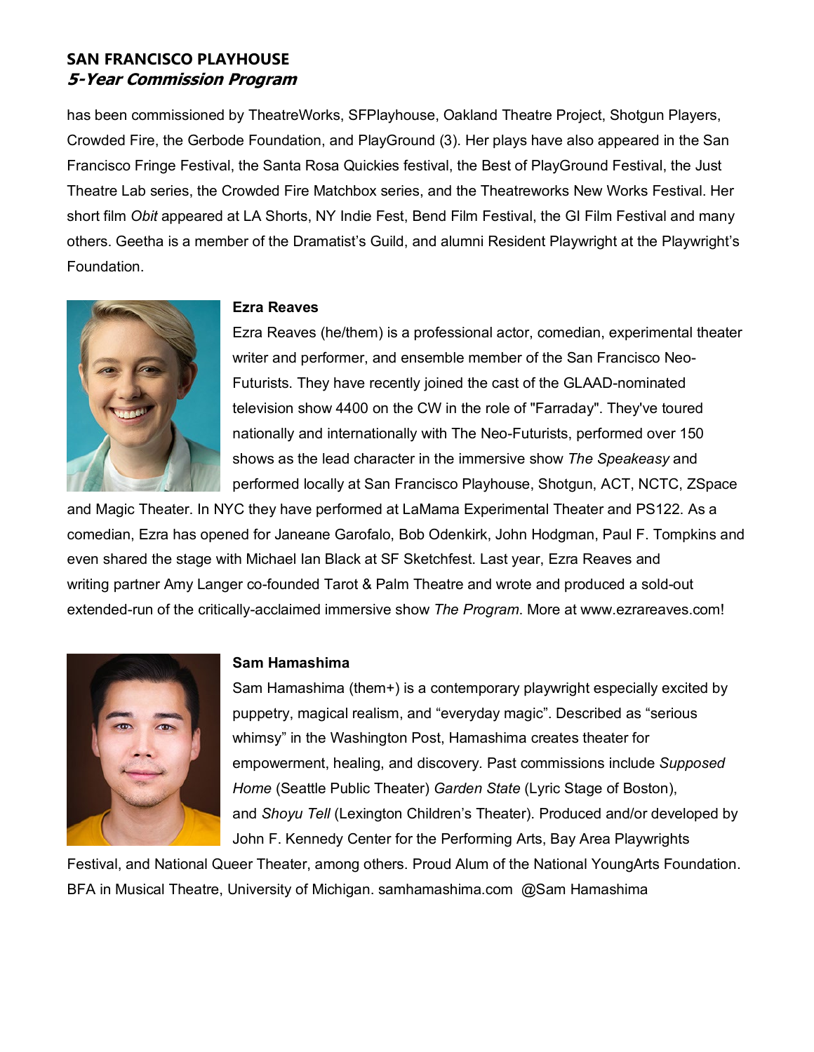has been commissioned by TheatreWorks, SFPlayhouse, Oakland Theatre Project, Shotgun Players, Crowded Fire, the Gerbode Foundation, and PlayGround (3). Her plays have also appeared in the San Francisco Fringe Festival, the Santa Rosa Quickies festival, the Best of PlayGround Festival, the Just Theatre Lab series, the Crowded Fire Matchbox series, and the Theatreworks New Works Festival. Her short film *Obit* appeared at LA Shorts, NY Indie Fest, Bend Film Festival, the GI Film Festival and many others. Geetha is a member of the Dramatist's Guild, and alumni Resident Playwright at the Playwright's Foundation.

**Ezra Reaves**

Ezra Reaves (he/them) is a professional actor, comedian, experimental theater writer and performer, and ensemble member of the San Francisco Neo-Futurists. They have recently joined the cast of the GLAAD-nominated television show 4400 on the CW in the role of "Farraday". They've toured nationally and internationally with The Neo-Futurists, performed over 150 shows as the lead character in the immersive show *The Speakeasy* and performed locally at San Francisco Playhouse, Shotgun, ACT, NCTC, ZSpace and Magic Theater. In NYC they have performed at LaMama Experimental Theater and PS122. As a comedian, Ezra has opened for Janeane Garofalo, Bob Odenkirk, John Hodgman, Paul F. Tompkins and even shared the stage with Michael Ian Black at SF Sketchfest. Last year, Ezra Reaves and writing partner Amy Langer co-founded Tarot & Palm Theatre and wrote and produced a sold-out extended-run of the critically-acclaimed immersive show *The Program*. More at www.ezrareaves.com!

**Sam Hamashima**

Sam Hamashima (them+) is a contemporary playwright especially excited by puppetry, magical realism, and "everyday magic". Described as "serious whimsy" in the Washington Post, Hamashima creates theater for empowerment, healing, and discovery. Past commissions include *Supposed Home* (Seattle Public Theater) *Garden State* (Lyric Stage of Boston), and *Shoyu Tell* (Lexington Children's Theater). Produced and/or developed by John F. Kennedy Center for the Performing Arts, Bay Area Playwrights Festival, and National Queer Theater, among others. Proud Alum of the National YoungArts Foundation. BFA in Musical Theatre, University of Michigan. samhamashima.com @Sam Hamashima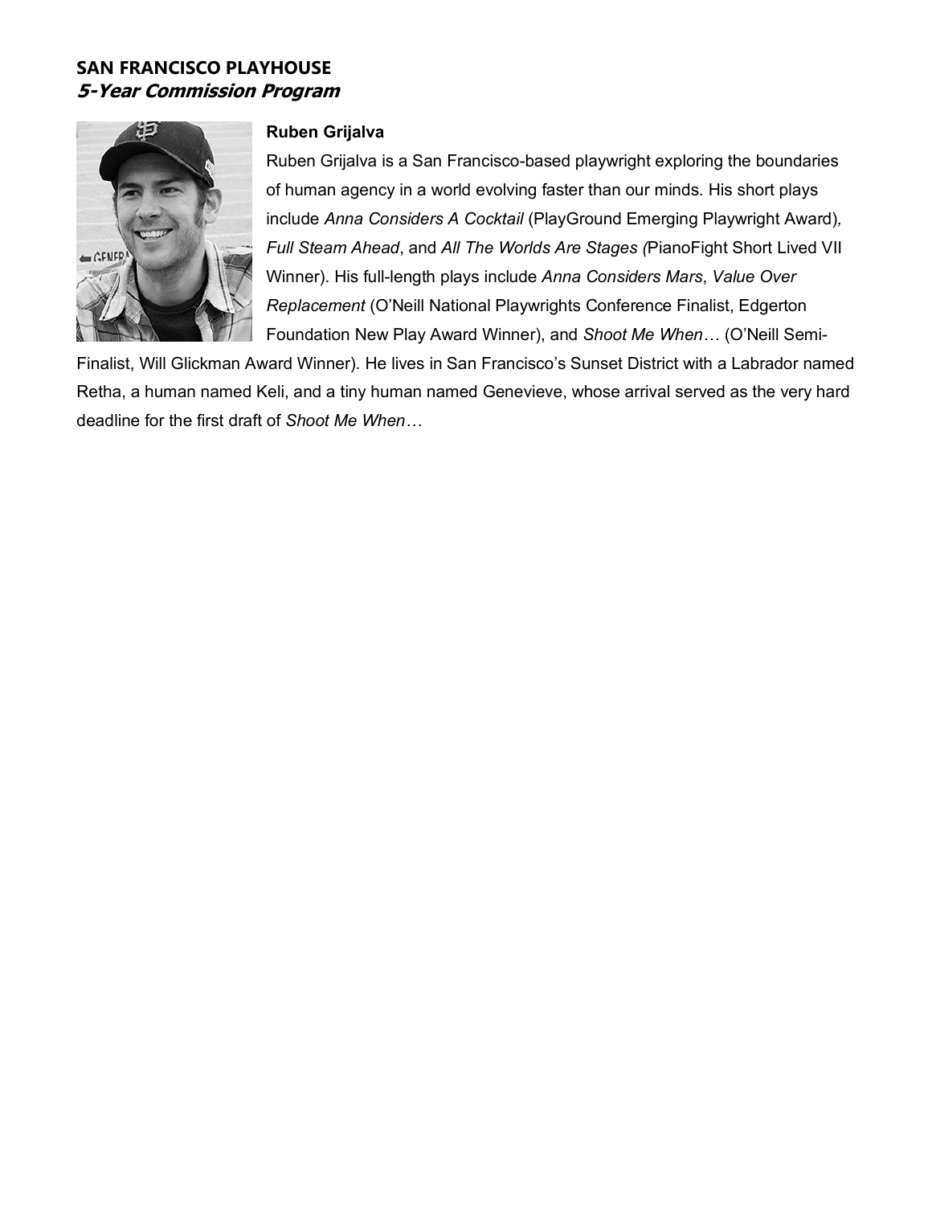**SAN FRANCISCO PLAYHOUSE**
***5-Year Commission Program***

**Ruben Grijalva**

Ruben Grijalva is a San Francisco-based playwright exploring the boundaries of human agency in a world evolving faster than our minds. His short plays include *Anna Considers A Cocktail* (PlayGround Emerging Playwright Award), *Full Steam Ahead*, and *All The Worlds Are Stages* (PianoFight Short Lived VII Winner). His full-length plays include *Anna Considers Mars*, *Value Over Replacement* (O'Neill National Playwrights Conference Finalist, Edgerton Foundation New Play Award Winner), and *Shoot Me When…* (O'Neill Semi-Finalist, Will Glickman Award Winner). He lives in San Francisco's Sunset District with a Labrador named Retha, a human named Keli, and a tiny human named Genevieve, whose arrival served as the very hard deadline for the first draft of *Shoot Me When…*